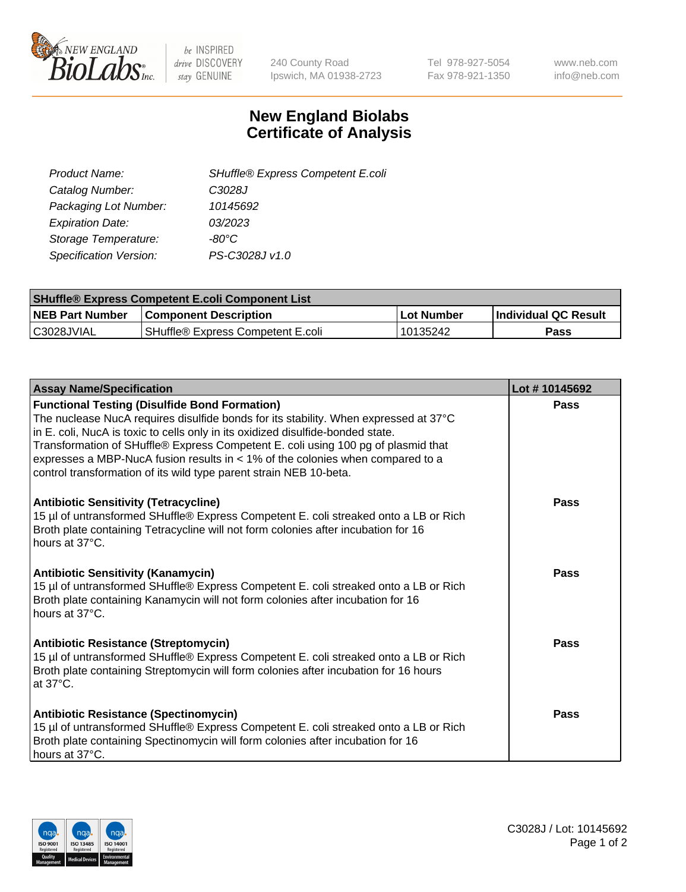# New England Biolabs Certificate of Analysis

| | |
|---|---|
| *Product Name:* | *SHuffle® Express Competent E.coli* |
| *Catalog Number:* | *C3028J* |
| *Packaging Lot Number:* | *10145692* |
| *Expiration Date:* | *03/2023* |
| *Storage Temperature:* | *-80°C* |
| *Specification Version:* | *PS-C3028J v1.0* |

| SHuffle® Express Competent E.coli Component List | | | |
|---|---|---|---|
| **NEB Part Number** | **Component Description** | **Lot Number** | **Individual QC Result** |
| C3028JVIAL | SHuffle® Express Competent E.coli | 10135242 | **Pass** |

| Assay Name/Specification | Lot # 10145692 |
|---|---|
| **Functional Testing (Disulfide Bond Formation)**<br>The nuclease NucA requires disulfide bonds for its stability. When expressed at 37°C in E. coli, NucA is toxic to cells only in its oxidized disulfide-bonded state. Transformation of SHuffle® Express Competent E. coli using 100 pg of plasmid that expresses a MBP-NucA fusion results in < 1% of the colonies when compared to a control transformation of its wild type parent strain NEB 10-beta. | **Pass** |
| **Antibiotic Sensitivity (Tetracycline)**<br>15 µl of untransformed SHuffle® Express Competent E. coli streaked onto a LB or Rich Broth plate containing Tetracycline will not form colonies after incubation for 16 hours at 37°C. | **Pass** |
| **Antibiotic Sensitivity (Kanamycin)**<br>15 µl of untransformed SHuffle® Express Competent E. coli streaked onto a LB or Rich Broth plate containing Kanamycin will not form colonies after incubation for 16 hours at 37°C. | **Pass** |
| **Antibiotic Resistance (Streptomycin)**<br>15 µl of untransformed SHuffle® Express Competent E. coli streaked onto a LB or Rich Broth plate containing Streptomycin will form colonies after incubation for 16 hours at 37°C. | **Pass** |
| **Antibiotic Resistance (Spectinomycin)**<br>15 µl of untransformed SHuffle® Express Competent E. coli streaked onto a LB or Rich Broth plate containing Spectinomycin will form colonies after incubation for 16 hours at 37°C. | **Pass** |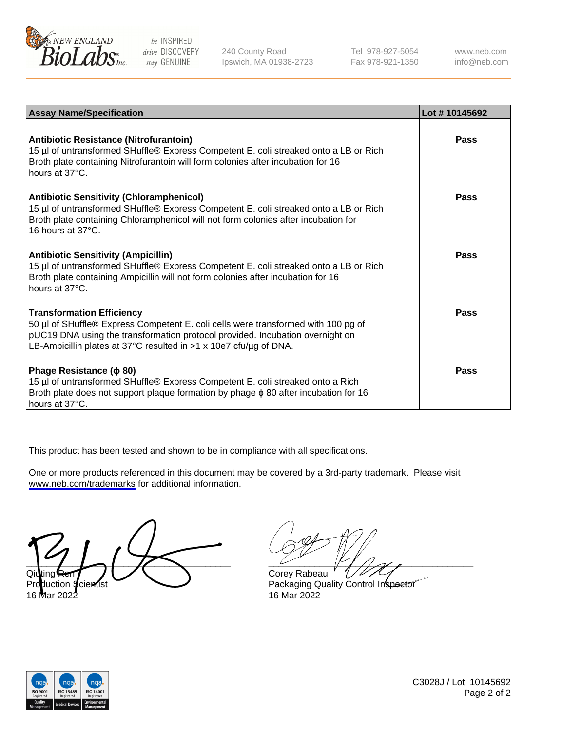| Assay Name/Specification | Lot # 10145692 |
|---|---|
| **Antibiotic Resistance (Nitrofurantoin)**<br>15 µl of untransformed SHuffle® Express Competent E. coli streaked onto a LB or Rich Broth plate containing Nitrofurantoin will form colonies after incubation for 16 hours at 37°C. | **Pass** |
| **Antibiotic Sensitivity (Chloramphenicol)**<br>15 µl of untransformed SHuffle® Express Competent E. coli streaked onto a LB or Rich Broth plate containing Chloramphenicol will not form colonies after incubation for 16 hours at 37°C. | **Pass** |
| **Antibiotic Sensitivity (Ampicillin)**<br>15 µl of untransformed SHuffle® Express Competent E. coli streaked onto a LB or Rich Broth plate containing Ampicillin will not form colonies after incubation for 16 hours at 37°C. | **Pass** |
| **Transformation Efficiency**<br>50 µl of SHuffle® Express Competent E. coli cells were transformed with 100 pg of pUC19 DNA using the transformation protocol provided. Incubation overnight on LB-Ampicillin plates at 37°C resulted in >1 x 10e7 cfu/µg of DNA. | **Pass** |
| **Phage Resistance (ϕ 80)**<br>15 µl of untransformed SHuffle® Express Competent E. coli streaked onto a Rich Broth plate does not support plaque formation by phage ϕ 80 after incubation for 16 hours at 37°C. | **Pass** |

This product has been tested and shown to be in compliance with all specifications.

One or more products referenced in this document may be covered by a 3rd-party trademark. Please visit www.neb.com/trademarks for additional information.

Qiuting Ren
Production Scientist
16 Mar 2022

Corey Rabeau
Packaging Quality Control Inspector
16 Mar 2022

C3028J / Lot: 10145692